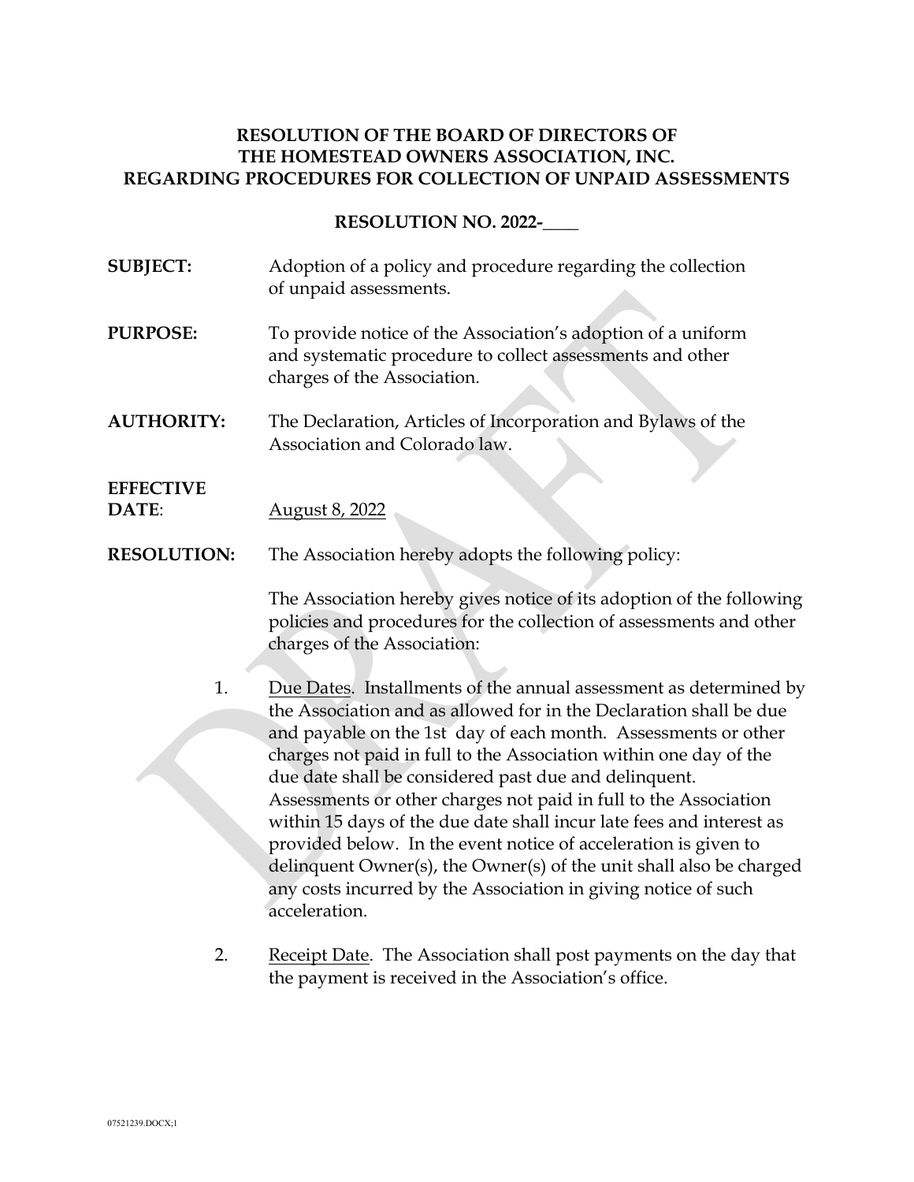**RESOLUTION OF THE BOARD OF DIRECTORS OF THE HOMESTEAD OWNERS ASSOCIATION, INC. REGARDING PROCEDURES FOR COLLECTION OF UNPAID ASSESSMENTS**

**RESOLUTION NO. 2022-____**

**SUBJECT:** Adoption of a policy and procedure regarding the collection of unpaid assessments.

**PURPOSE:** To provide notice of the Association's adoption of a uniform and systematic procedure to collect assessments and other charges of the Association.

**AUTHORITY:** The Declaration, Articles of Incorporation and Bylaws of the Association and Colorado law.

**EFFECTIVE DATE**: August 8, 2022

**RESOLUTION:** The Association hereby adopts the following policy:

The Association hereby gives notice of its adoption of the following policies and procedures for the collection of assessments and other charges of the Association:

1. Due Dates. Installments of the annual assessment as determined by the Association and as allowed for in the Declaration shall be due and payable on the 1st day of each month. Assessments or other charges not paid in full to the Association within one day of the due date shall be considered past due and delinquent. Assessments or other charges not paid in full to the Association within 15 days of the due date shall incur late fees and interest as provided below. In the event notice of acceleration is given to delinquent Owner(s), the Owner(s) of the unit shall also be charged any costs incurred by the Association in giving notice of such acceleration.

2. Receipt Date. The Association shall post payments on the day that the payment is received in the Association's office.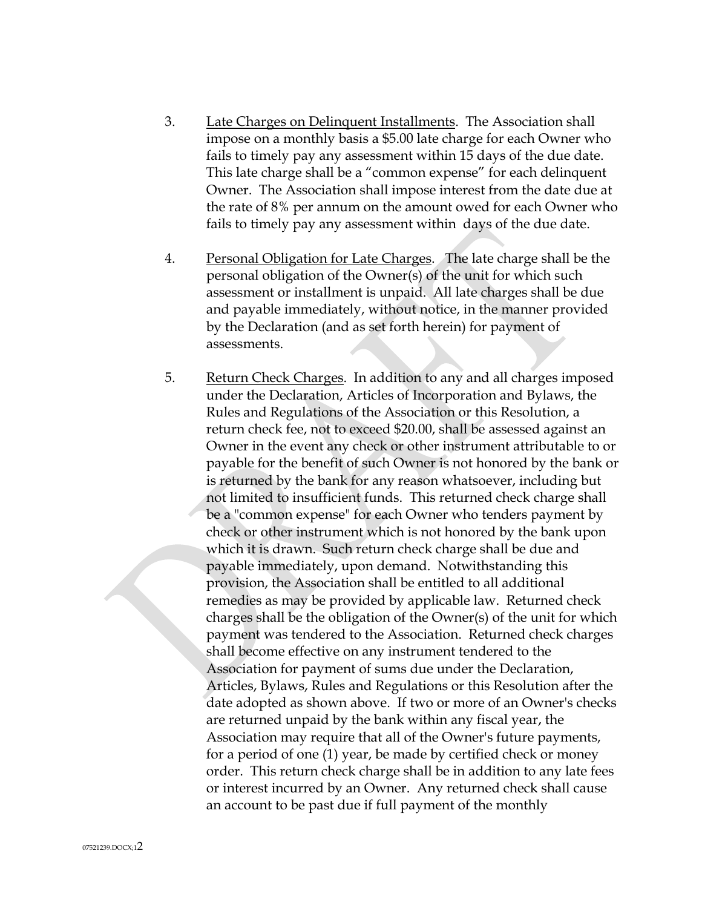3. Late Charges on Delinquent Installments. The Association shall impose on a monthly basis a $5.00 late charge for each Owner who fails to timely pay any assessment within 15 days of the due date. This late charge shall be a "common expense" for each delinquent Owner. The Association shall impose interest from the date due at the rate of 8% per annum on the amount owed for each Owner who fails to timely pay any assessment within  days of the due date.

4. Personal Obligation for Late Charges. The late charge shall be the personal obligation of the Owner(s) of the unit for which such assessment or installment is unpaid. All late charges shall be due and payable immediately, without notice, in the manner provided by the Declaration (and as set forth herein) for payment of assessments.

5. Return Check Charges. In addition to any and all charges imposed under the Declaration, Articles of Incorporation and Bylaws, the Rules and Regulations of the Association or this Resolution, a return check fee, not to exceed $20.00, shall be assessed against an Owner in the event any check or other instrument attributable to or payable for the benefit of such Owner is not honored by the bank or is returned by the bank for any reason whatsoever, including but not limited to insufficient funds. This returned check charge shall be a "common expense" for each Owner who tenders payment by check or other instrument which is not honored by the bank upon which it is drawn. Such return check charge shall be due and payable immediately, upon demand. Notwithstanding this provision, the Association shall be entitled to all additional remedies as may be provided by applicable law. Returned check charges shall be the obligation of the Owner(s) of the unit for which payment was tendered to the Association. Returned check charges shall become effective on any instrument tendered to the Association for payment of sums due under the Declaration, Articles, Bylaws, Rules and Regulations or this Resolution after the date adopted as shown above. If two or more of an Owner's checks are returned unpaid by the bank within any fiscal year, the Association may require that all of the Owner's future payments, for a period of one (1) year, be made by certified check or money order. This return check charge shall be in addition to any late fees or interest incurred by an Owner. Any returned check shall cause an account to be past due if full payment of the monthly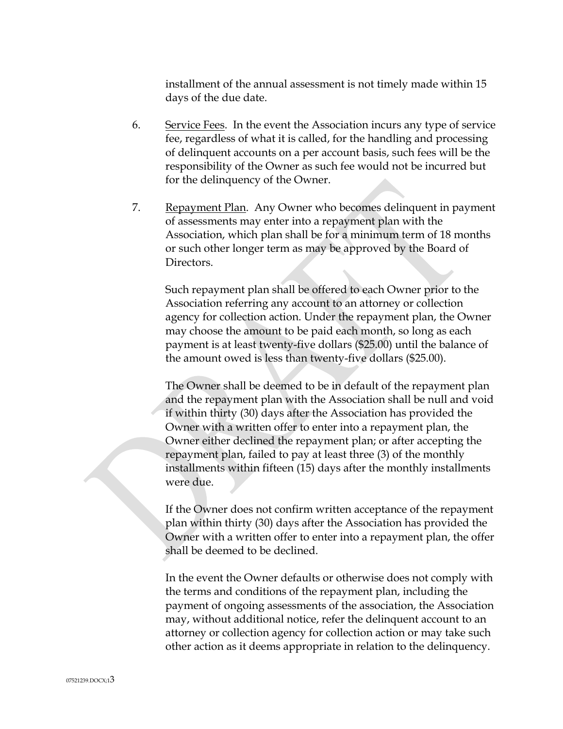installment of the annual assessment is not timely made within 15 days of the due date.

6. Service Fees. In the event the Association incurs any type of service fee, regardless of what it is called, for the handling and processing of delinquent accounts on a per account basis, such fees will be the responsibility of the Owner as such fee would not be incurred but for the delinquency of the Owner.

7. Repayment Plan. Any Owner who becomes delinquent in payment of assessments may enter into a repayment plan with the Association, which plan shall be for a minimum term of 18 months or such other longer term as may be approved by the Board of Directors.

   Such repayment plan shall be offered to each Owner prior to the Association referring any account to an attorney or collection agency for collection action. Under the repayment plan, the Owner may choose the amount to be paid each month, so long as each payment is at least twenty-five dollars ($25.00) until the balance of the amount owed is less than twenty-five dollars ($25.00).

   The Owner shall be deemed to be in default of the repayment plan and the repayment plan with the Association shall be null and void if within thirty (30) days after the Association has provided the Owner with a written offer to enter into a repayment plan, the Owner either declined the repayment plan; or after accepting the repayment plan, failed to pay at least three (3) of the monthly installments within fifteen (15) days after the monthly installments were due.

   If the Owner does not confirm written acceptance of the repayment plan within thirty (30) days after the Association has provided the Owner with a written offer to enter into a repayment plan, the offer shall be deemed to be declined.

   In the event the Owner defaults or otherwise does not comply with the terms and conditions of the repayment plan, including the payment of ongoing assessments of the association, the Association may, without additional notice, refer the delinquent account to an attorney or collection agency for collection action or may take such other action as it deems appropriate in relation to the delinquency.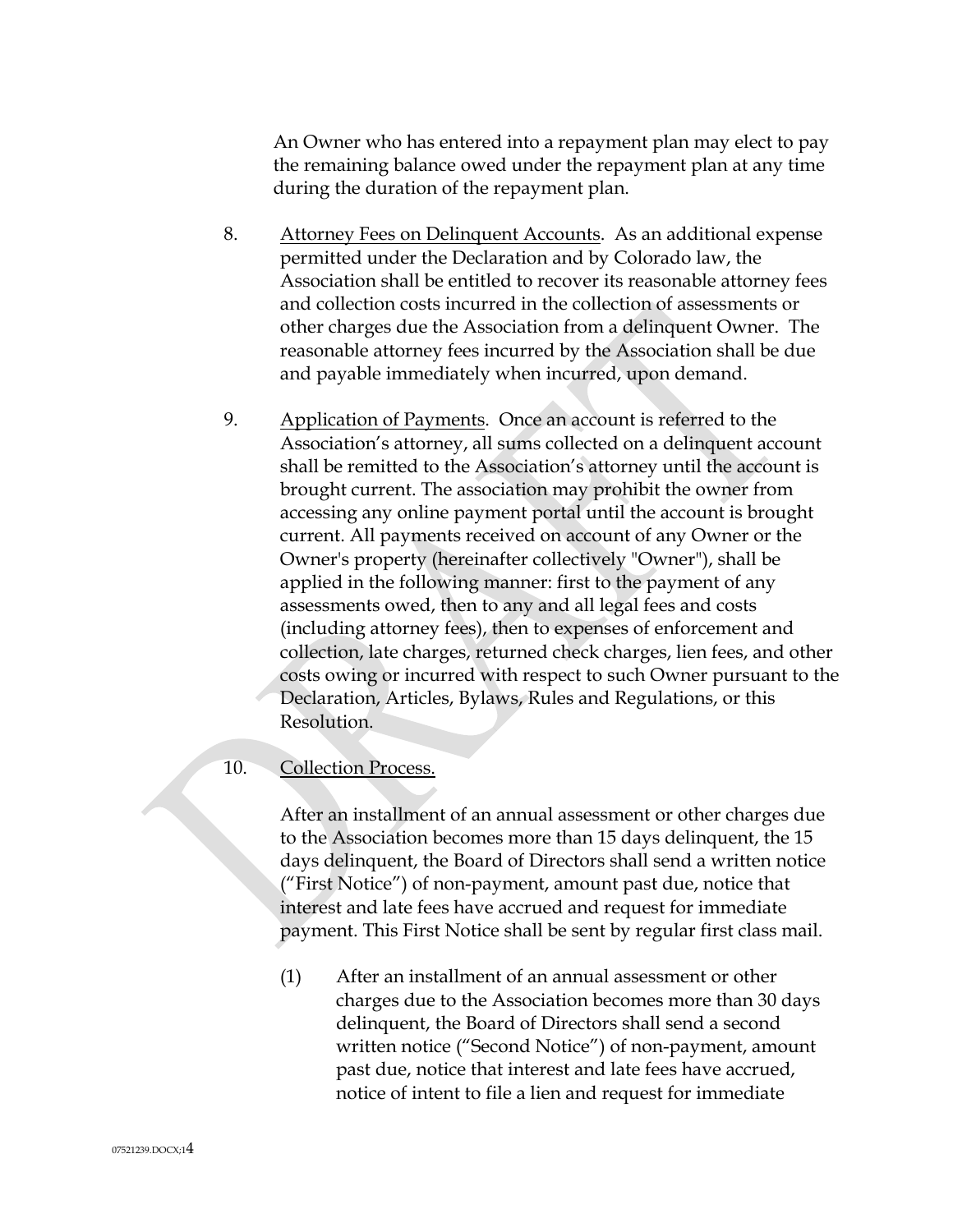An Owner who has entered into a repayment plan may elect to pay the remaining balance owed under the repayment plan at any time during the duration of the repayment plan.

8. <u>Attorney Fees on Delinquent Accounts</u>. As an additional expense permitted under the Declaration and by Colorado law, the Association shall be entitled to recover its reasonable attorney fees and collection costs incurred in the collection of assessments or other charges due the Association from a delinquent Owner. The reasonable attorney fees incurred by the Association shall be due and payable immediately when incurred, upon demand.

9. <u>Application of Payments</u>. Once an account is referred to the Association's attorney, all sums collected on a delinquent account shall be remitted to the Association's attorney until the account is brought current. The association may prohibit the owner from accessing any online payment portal until the account is brought current. All payments received on account of any Owner or the Owner's property (hereinafter collectively "Owner"), shall be applied in the following manner: first to the payment of any assessments owed, then to any and all legal fees and costs (including attorney fees), then to expenses of enforcement and collection, late charges, returned check charges, lien fees, and other costs owing or incurred with respect to such Owner pursuant to the Declaration, Articles, Bylaws, Rules and Regulations, or this Resolution.

10. <u>Collection Process.</u>

After an installment of an annual assessment or other charges due to the Association becomes more than 15 days delinquent, the 15 days delinquent, the Board of Directors shall send a written notice ("First Notice") of non-payment, amount past due, notice that interest and late fees have accrued and request for immediate payment. This First Notice shall be sent by regular first class mail.

(1) After an installment of an annual assessment or other charges due to the Association becomes more than 30 days delinquent, the Board of Directors shall send a second written notice ("Second Notice") of non-payment, amount past due, notice that interest and late fees have accrued, notice of intent to file a lien and request for immediate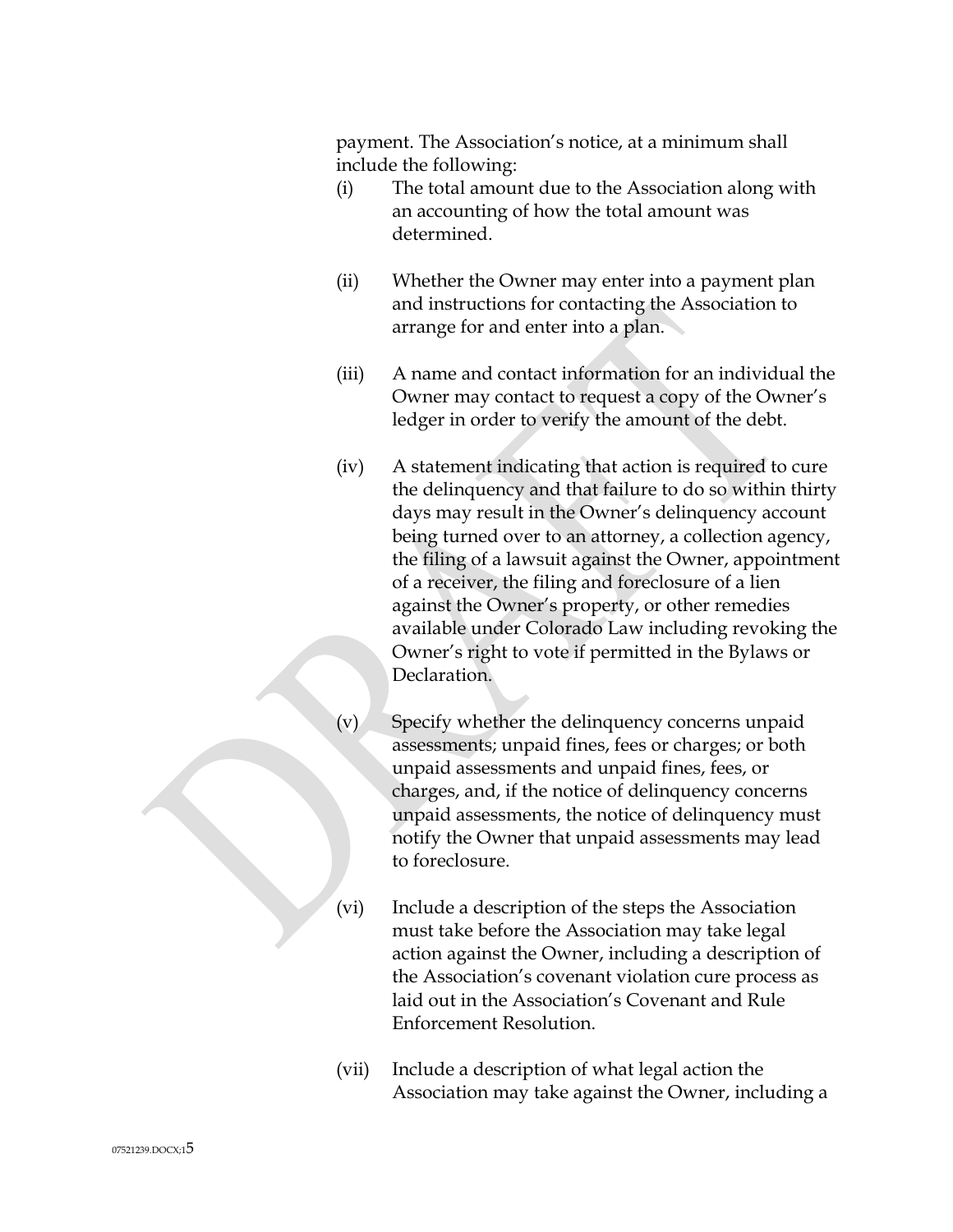payment. The Association's notice, at a minimum shall include the following:

(i) The total amount due to the Association along with an accounting of how the total amount was determined.

(ii) Whether the Owner may enter into a payment plan and instructions for contacting the Association to arrange for and enter into a plan.

(iii) A name and contact information for an individual the Owner may contact to request a copy of the Owner's ledger in order to verify the amount of the debt.

(iv) A statement indicating that action is required to cure the delinquency and that failure to do so within thirty days may result in the Owner's delinquency account being turned over to an attorney, a collection agency, the filing of a lawsuit against the Owner, appointment of a receiver, the filing and foreclosure of a lien against the Owner's property, or other remedies available under Colorado Law including revoking the Owner's right to vote if permitted in the Bylaws or Declaration.

(v) Specify whether the delinquency concerns unpaid assessments; unpaid fines, fees or charges; or both unpaid assessments and unpaid fines, fees, or charges, and, if the notice of delinquency concerns unpaid assessments, the notice of delinquency must notify the Owner that unpaid assessments may lead to foreclosure.

(vi) Include a description of the steps the Association must take before the Association may take legal action against the Owner, including a description of the Association's covenant violation cure process as laid out in the Association's Covenant and Rule Enforcement Resolution.

(vii) Include a description of what legal action the Association may take against the Owner, including a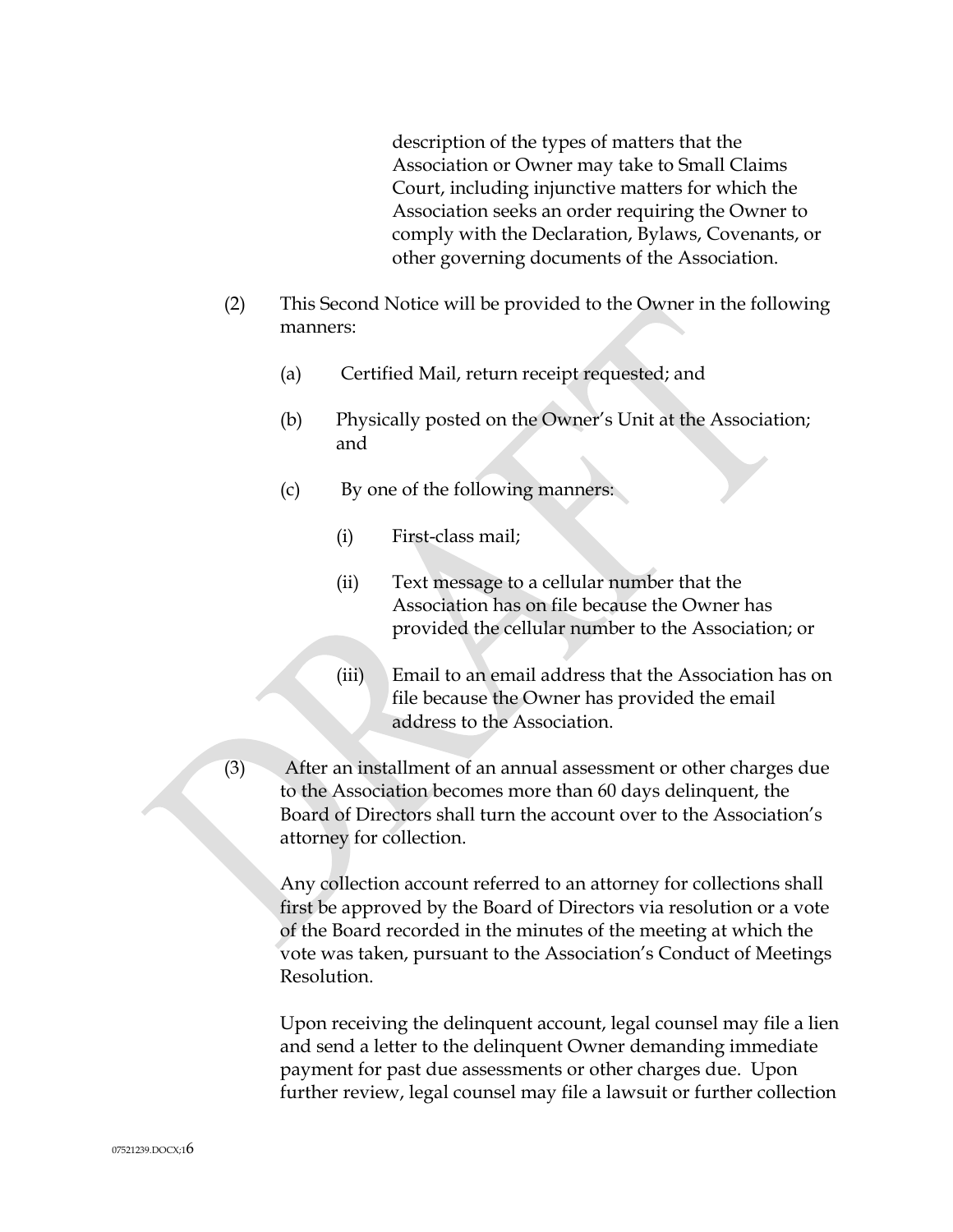description of the types of matters that the Association or Owner may take to Small Claims Court, including injunctive matters for which the Association seeks an order requiring the Owner to comply with the Declaration, Bylaws, Covenants, or other governing documents of the Association.

(2) This Second Notice will be provided to the Owner in the following manners:

(a) Certified Mail, return receipt requested; and

(b) Physically posted on the Owner's Unit at the Association; and

(c) By one of the following manners:

(i) First-class mail;

(ii) Text message to a cellular number that the Association has on file because the Owner has provided the cellular number to the Association; or

(iii) Email to an email address that the Association has on file because the Owner has provided the email address to the Association.

(3) After an installment of an annual assessment or other charges due to the Association becomes more than 60 days delinquent, the Board of Directors shall turn the account over to the Association's attorney for collection.

Any collection account referred to an attorney for collections shall first be approved by the Board of Directors via resolution or a vote of the Board recorded in the minutes of the meeting at which the vote was taken, pursuant to the Association's Conduct of Meetings Resolution.

Upon receiving the delinquent account, legal counsel may file a lien and send a letter to the delinquent Owner demanding immediate payment for past due assessments or other charges due. Upon further review, legal counsel may file a lawsuit or further collection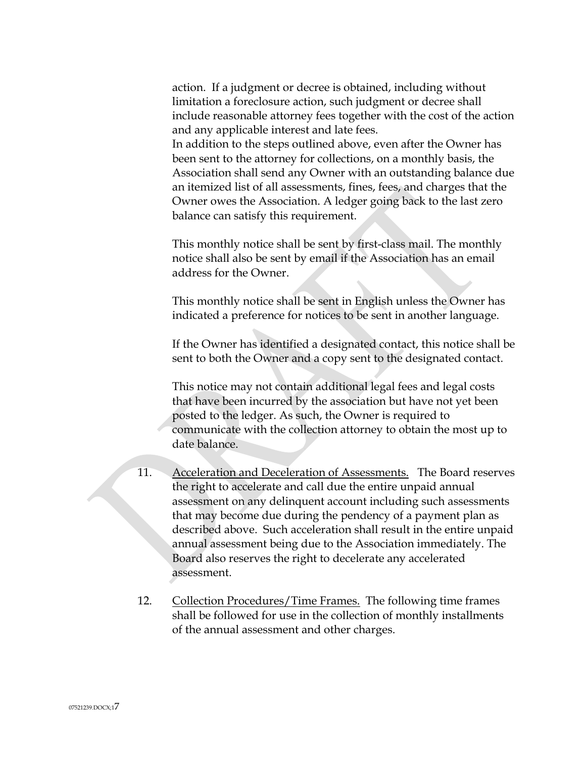action. If a judgment or decree is obtained, including without limitation a foreclosure action, such judgment or decree shall include reasonable attorney fees together with the cost of the action and any applicable interest and late fees.

In addition to the steps outlined above, even after the Owner has been sent to the attorney for collections, on a monthly basis, the Association shall send any Owner with an outstanding balance due an itemized list of all assessments, fines, fees, and charges that the Owner owes the Association. A ledger going back to the last zero balance can satisfy this requirement.

This monthly notice shall be sent by first-class mail. The monthly notice shall also be sent by email if the Association has an email address for the Owner.

This monthly notice shall be sent in English unless the Owner has indicated a preference for notices to be sent in another language.

If the Owner has identified a designated contact, this notice shall be sent to both the Owner and a copy sent to the designated contact.

This notice may not contain additional legal fees and legal costs that have been incurred by the association but have not yet been posted to the ledger. As such, the Owner is required to communicate with the collection attorney to obtain the most up to date balance.

11. <u>Acceleration and Deceleration of Assessments.</u> The Board reserves the right to accelerate and call due the entire unpaid annual assessment on any delinquent account including such assessments that may become due during the pendency of a payment plan as described above. Such acceleration shall result in the entire unpaid annual assessment being due to the Association immediately. The Board also reserves the right to decelerate any accelerated assessment.

12. <u>Collection Procedures/Time Frames.</u> The following time frames shall be followed for use in the collection of monthly installments of the annual assessment and other charges.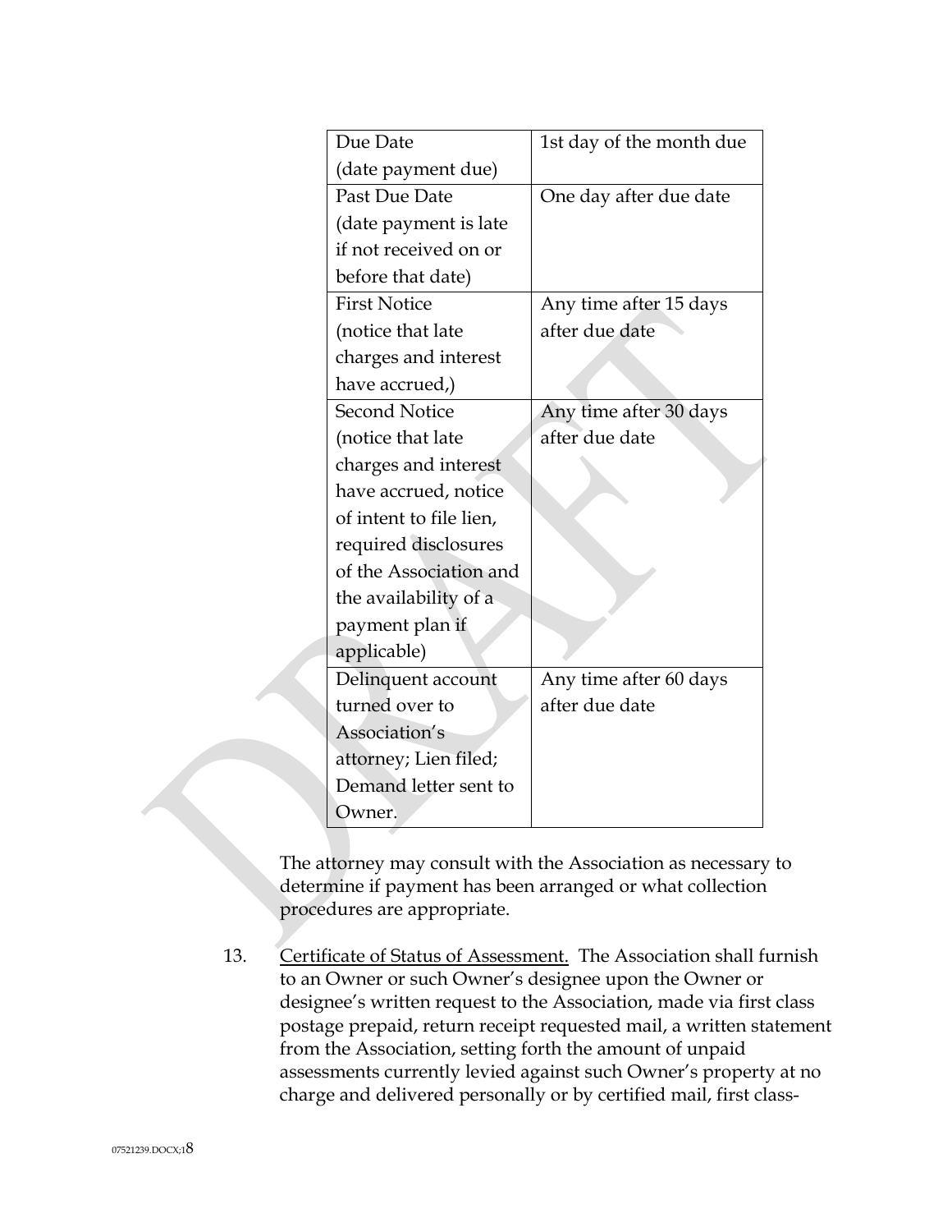| Due Date (date payment due) | 1st day of the month due |
|---|---|
| Past Due Date (date payment is late if not received on or before that date) | One day after due date |
| First Notice (notice that late charges and interest have accrued,) | Any time after 15 days after due date |
| Second Notice (notice that late charges and interest have accrued, notice of intent to file lien, required disclosures of the Association and the availability of a payment plan if applicable) | Any time after 30 days after due date |
| Delinquent account turned over to Association's attorney; Lien filed; Demand letter sent to Owner. | Any time after 60 days after due date |

The attorney may consult with the Association as necessary to determine if payment has been arranged or what collection procedures are appropriate.

13. Certificate of Status of Assessment. The Association shall furnish to an Owner or such Owner's designee upon the Owner or designee's written request to the Association, made via first class postage prepaid, return receipt requested mail, a written statement from the Association, setting forth the amount of unpaid assessments currently levied against such Owner's property at no charge and delivered personally or by certified mail, first class-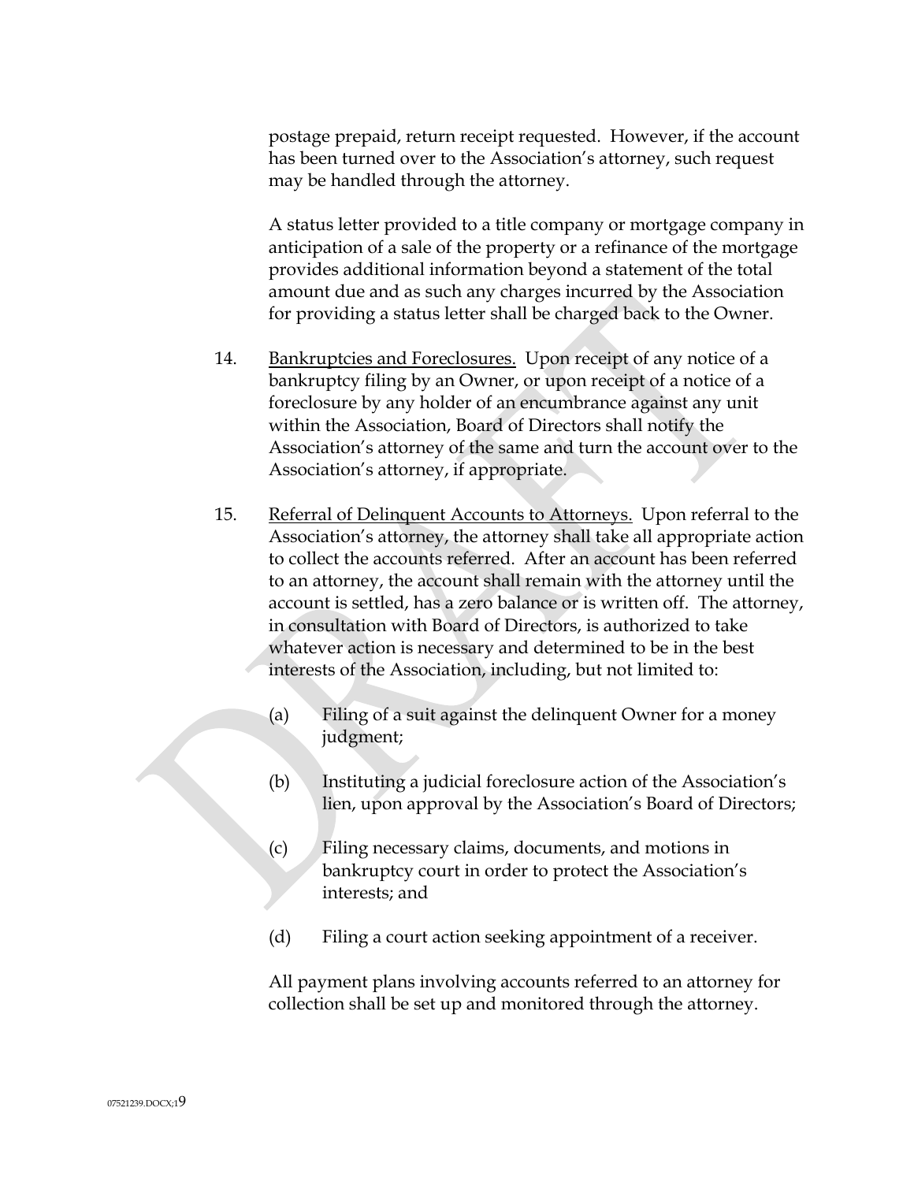postage prepaid, return receipt requested. However, if the account has been turned over to the Association's attorney, such request may be handled through the attorney.

A status letter provided to a title company or mortgage company in anticipation of a sale of the property or a refinance of the mortgage provides additional information beyond a statement of the total amount due and as such any charges incurred by the Association for providing a status letter shall be charged back to the Owner.

14. Bankruptcies and Foreclosures. Upon receipt of any notice of a bankruptcy filing by an Owner, or upon receipt of a notice of a foreclosure by any holder of an encumbrance against any unit within the Association, Board of Directors shall notify the Association's attorney of the same and turn the account over to the Association's attorney, if appropriate.

15. Referral of Delinquent Accounts to Attorneys. Upon referral to the Association's attorney, the attorney shall take all appropriate action to collect the accounts referred. After an account has been referred to an attorney, the account shall remain with the attorney until the account is settled, has a zero balance or is written off. The attorney, in consultation with Board of Directors, is authorized to take whatever action is necessary and determined to be in the best interests of the Association, including, but not limited to:

(a) Filing of a suit against the delinquent Owner for a money judgment;

(b) Instituting a judicial foreclosure action of the Association's lien, upon approval by the Association's Board of Directors;

(c) Filing necessary claims, documents, and motions in bankruptcy court in order to protect the Association's interests; and

(d) Filing a court action seeking appointment of a receiver.

All payment plans involving accounts referred to an attorney for collection shall be set up and monitored through the attorney.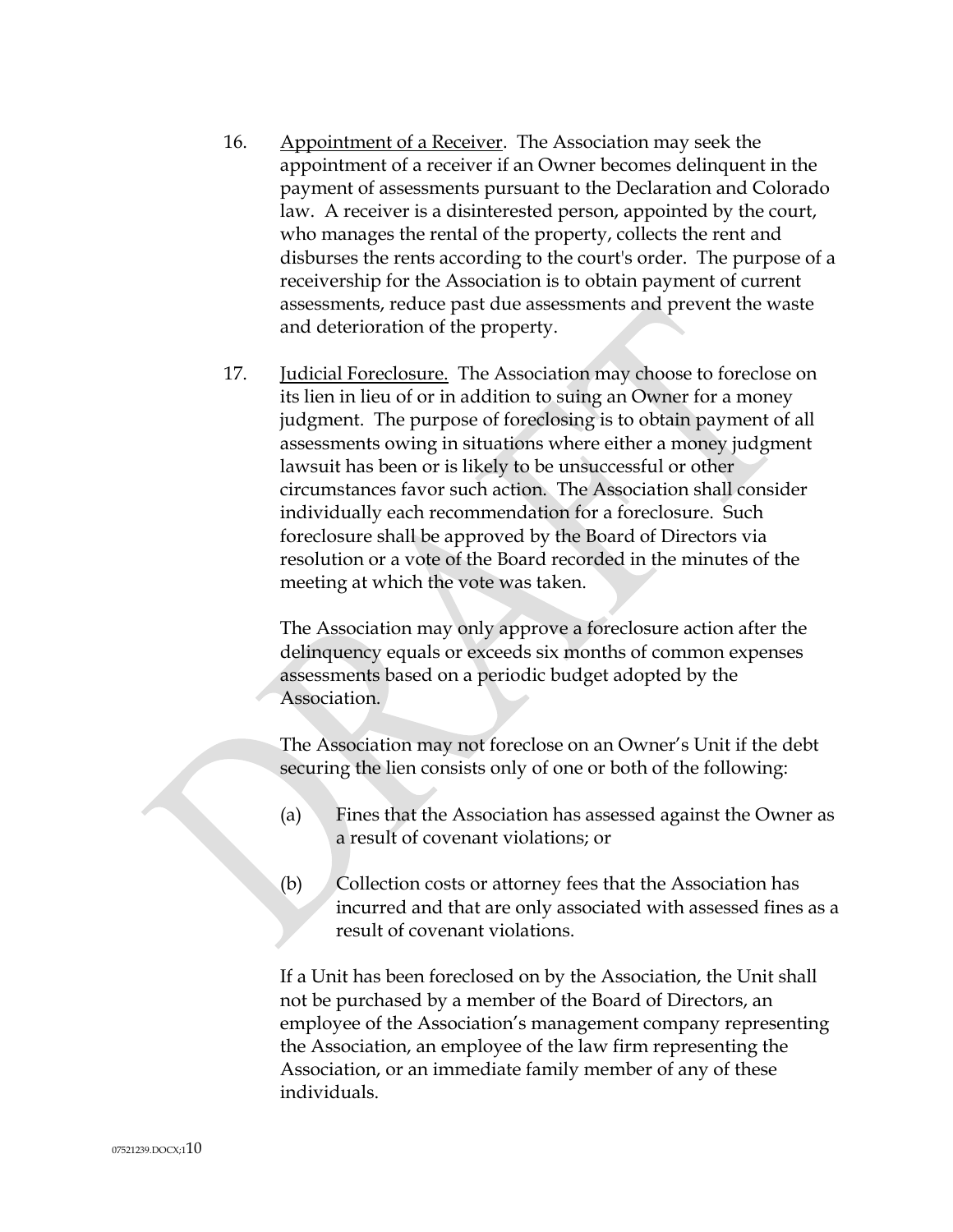16. Appointment of a Receiver. The Association may seek the appointment of a receiver if an Owner becomes delinquent in the payment of assessments pursuant to the Declaration and Colorado law. A receiver is a disinterested person, appointed by the court, who manages the rental of the property, collects the rent and disburses the rents according to the court's order. The purpose of a receivership for the Association is to obtain payment of current assessments, reduce past due assessments and prevent the waste and deterioration of the property.

17. Judicial Foreclosure. The Association may choose to foreclose on its lien in lieu of or in addition to suing an Owner for a money judgment. The purpose of foreclosing is to obtain payment of all assessments owing in situations where either a money judgment lawsuit has been or is likely to be unsuccessful or other circumstances favor such action. The Association shall consider individually each recommendation for a foreclosure. Such foreclosure shall be approved by the Board of Directors via resolution or a vote of the Board recorded in the minutes of the meeting at which the vote was taken.

    The Association may only approve a foreclosure action after the delinquency equals or exceeds six months of common expenses assessments based on a periodic budget adopted by the Association.

    The Association may not foreclose on an Owner's Unit if the debt securing the lien consists only of one or both of the following:

    (a) Fines that the Association has assessed against the Owner as a result of covenant violations; or

    (b) Collection costs or attorney fees that the Association has incurred and that are only associated with assessed fines as a result of covenant violations.

    If a Unit has been foreclosed on by the Association, the Unit shall not be purchased by a member of the Board of Directors, an employee of the Association's management company representing the Association, an employee of the law firm representing the Association, or an immediate family member of any of these individuals.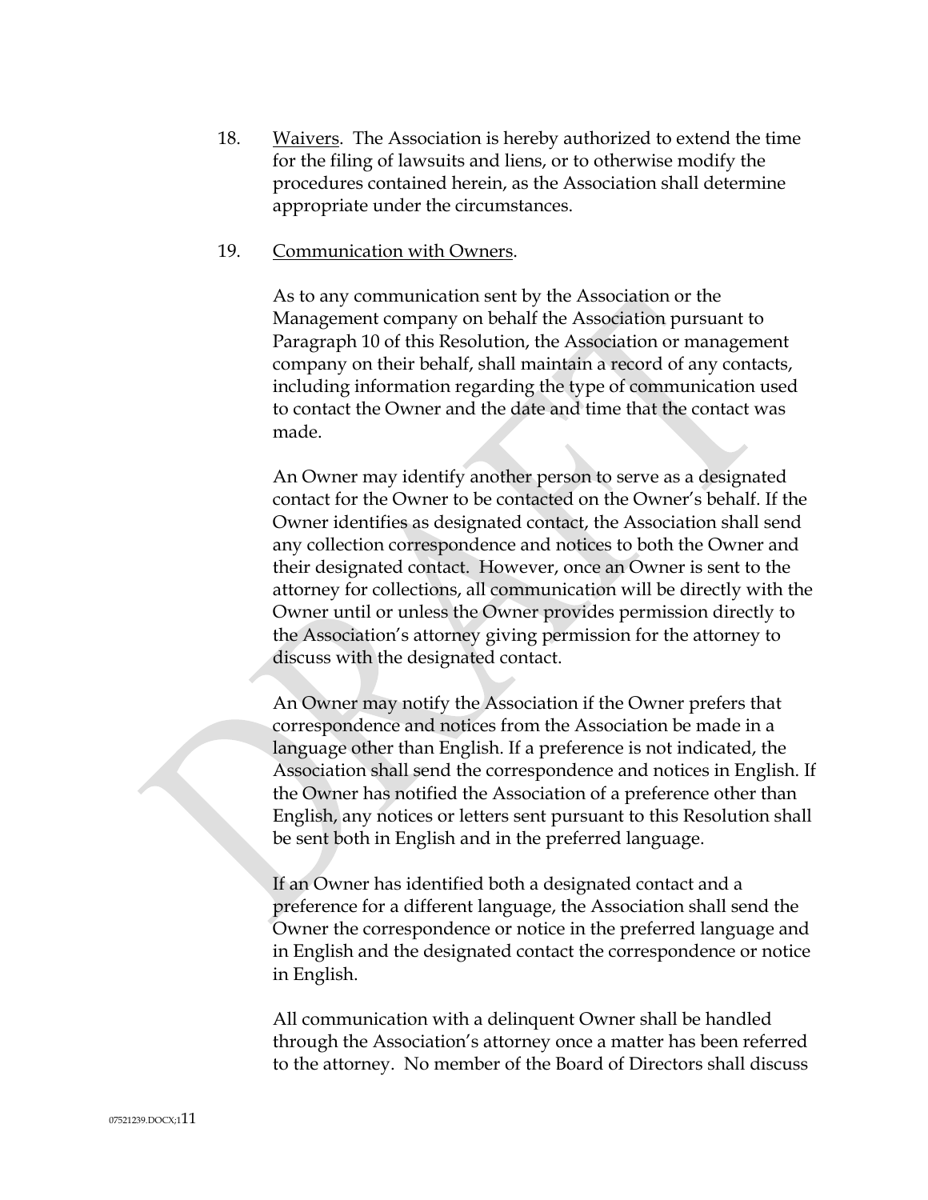18. Waivers. The Association is hereby authorized to extend the time for the filing of lawsuits and liens, or to otherwise modify the procedures contained herein, as the Association shall determine appropriate under the circumstances.

19. Communication with Owners.

As to any communication sent by the Association or the Management company on behalf the Association pursuant to Paragraph 10 of this Resolution, the Association or management company on their behalf, shall maintain a record of any contacts, including information regarding the type of communication used to contact the Owner and the date and time that the contact was made.

An Owner may identify another person to serve as a designated contact for the Owner to be contacted on the Owner's behalf. If the Owner identifies as designated contact, the Association shall send any collection correspondence and notices to both the Owner and their designated contact. However, once an Owner is sent to the attorney for collections, all communication will be directly with the Owner until or unless the Owner provides permission directly to the Association's attorney giving permission for the attorney to discuss with the designated contact.

An Owner may notify the Association if the Owner prefers that correspondence and notices from the Association be made in a language other than English. If a preference is not indicated, the Association shall send the correspondence and notices in English. If the Owner has notified the Association of a preference other than English, any notices or letters sent pursuant to this Resolution shall be sent both in English and in the preferred language.

If an Owner has identified both a designated contact and a preference for a different language, the Association shall send the Owner the correspondence or notice in the preferred language and in English and the designated contact the correspondence or notice in English.

All communication with a delinquent Owner shall be handled through the Association's attorney once a matter has been referred to the attorney. No member of the Board of Directors shall discuss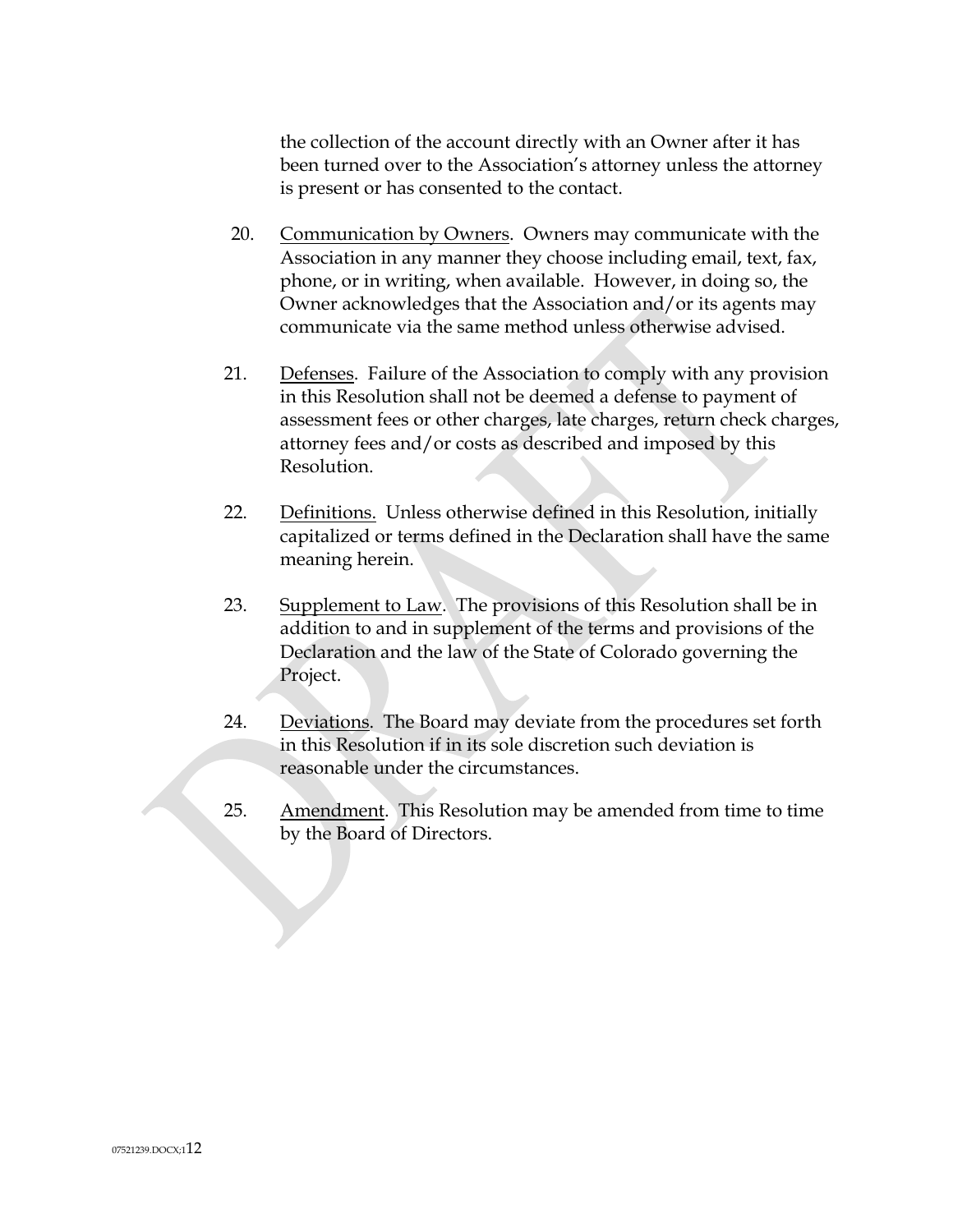the collection of the account directly with an Owner after it has been turned over to the Association's attorney unless the attorney is present or has consented to the contact.

20. <u>Communication by Owners</u>. Owners may communicate with the Association in any manner they choose including email, text, fax, phone, or in writing, when available. However, in doing so, the Owner acknowledges that the Association and/or its agents may communicate via the same method unless otherwise advised.

21. <u>Defenses</u>. Failure of the Association to comply with any provision in this Resolution shall not be deemed a defense to payment of assessment fees or other charges, late charges, return check charges, attorney fees and/or costs as described and imposed by this Resolution.

22. <u>Definitions.</u> Unless otherwise defined in this Resolution, initially capitalized or terms defined in the Declaration shall have the same meaning herein.

23. <u>Supplement to Law</u>. The provisions of this Resolution shall be in addition to and in supplement of the terms and provisions of the Declaration and the law of the State of Colorado governing the Project.

24. <u>Deviations</u>. The Board may deviate from the procedures set forth in this Resolution if in its sole discretion such deviation is reasonable under the circumstances.

25. <u>Amendment</u>. This Resolution may be amended from time to time by the Board of Directors.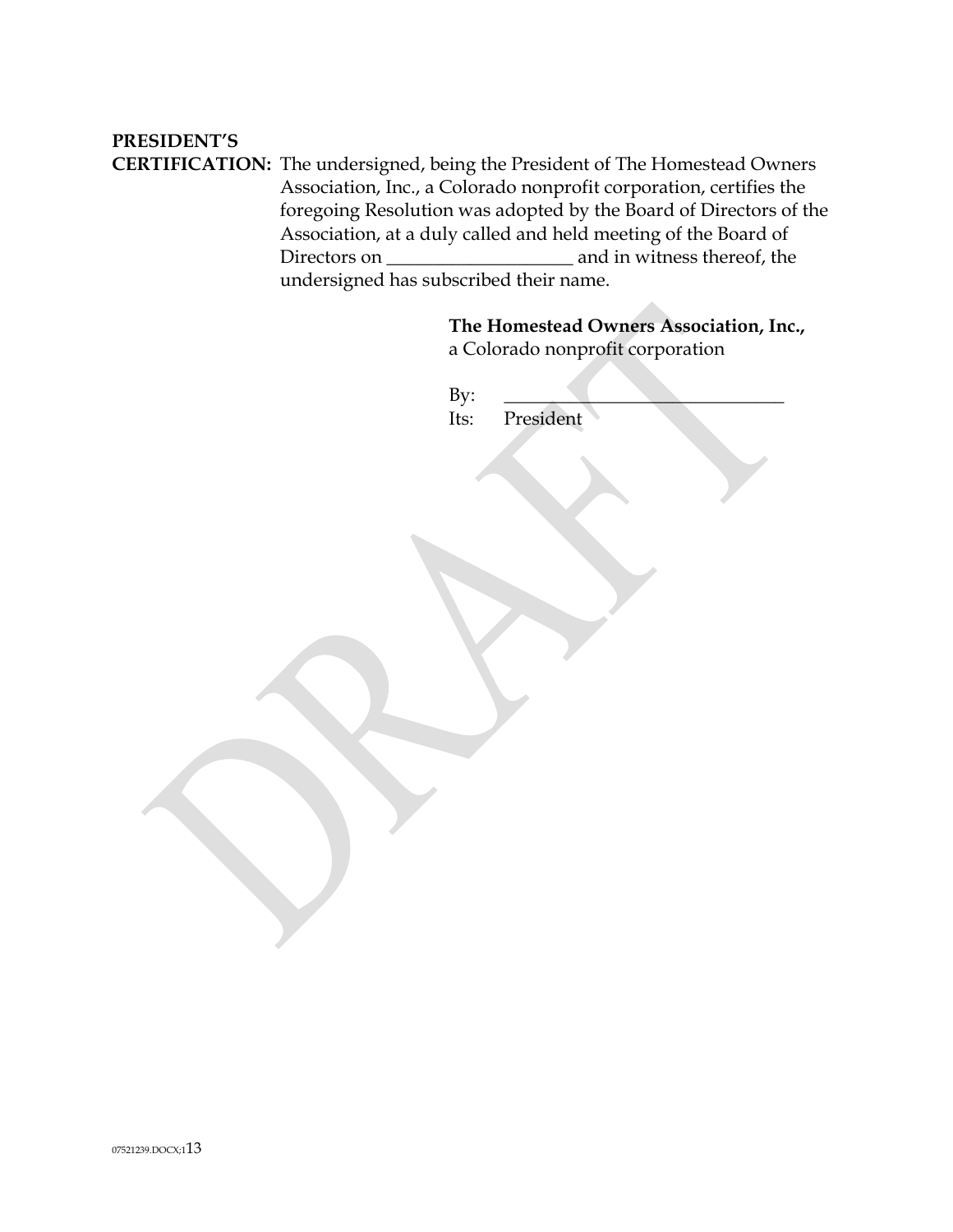**PRESIDENT'S CERTIFICATION:** The undersigned, being the President of The Homestead Owners Association, Inc., a Colorado nonprofit corporation, certifies the foregoing Resolution was adopted by the Board of Directors of the Association, at a duly called and held meeting of the Board of Directors on ____________________ and in witness thereof, the undersigned has subscribed their name.

**The Homestead Owners Association, Inc.,**
a Colorado nonprofit corporation

By: ________________________________
Its: President

07521239.DOCX;1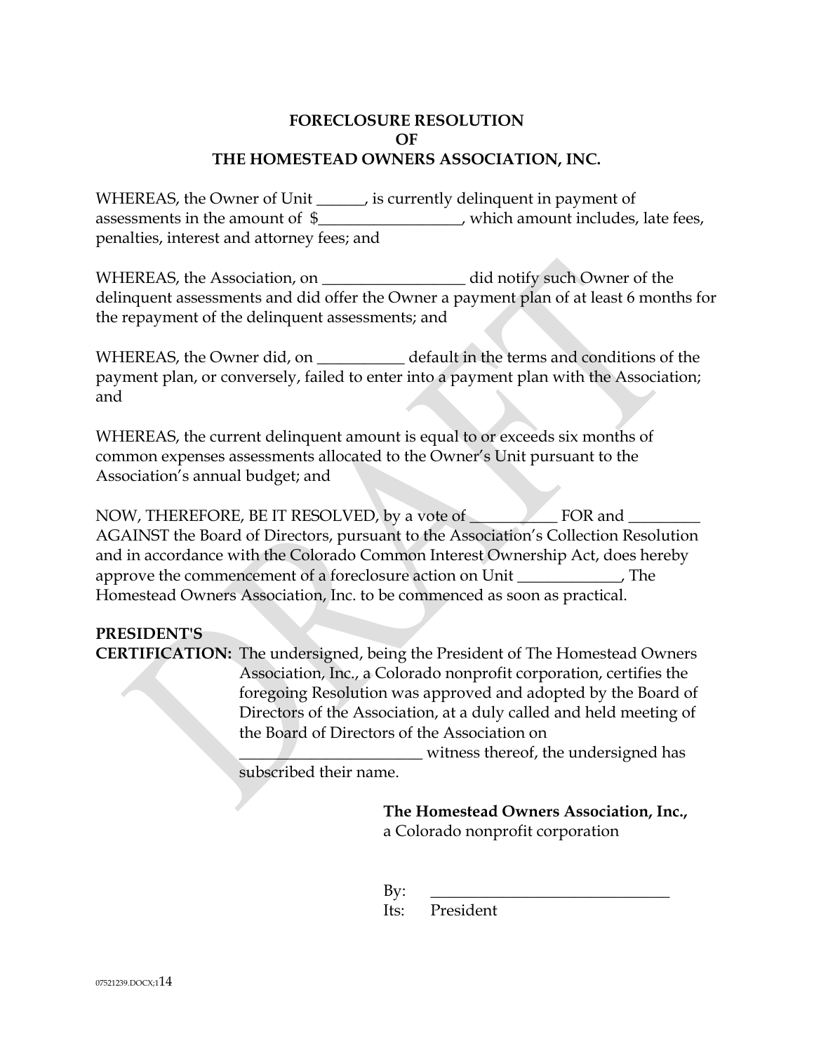**FORECLOSURE RESOLUTION**
**OF**
**THE HOMESTEAD OWNERS ASSOCIATION, INC.**

WHEREAS, the Owner of Unit ______, is currently delinquent in payment of assessments in the amount of $__________________, which amount includes, late fees, penalties, interest and attorney fees; and

WHEREAS, the Association, on __________________ did notify such Owner of the delinquent assessments and did offer the Owner a payment plan of at least 6 months for the repayment of the delinquent assessments; and

WHEREAS, the Owner did, on ___________ default in the terms and conditions of the payment plan, or conversely, failed to enter into a payment plan with the Association; and

WHEREAS, the current delinquent amount is equal to or exceeds six months of common expenses assessments allocated to the Owner's Unit pursuant to the Association's annual budget; and

NOW, THEREFORE, BE IT RESOLVED, by a vote of ___________ FOR and _________ AGAINST the Board of Directors, pursuant to the Association's Collection Resolution and in accordance with the Colorado Common Interest Ownership Act, does hereby approve the commencement of a foreclosure action on Unit _____________, The Homestead Owners Association, Inc. to be commenced as soon as practical.

**PRESIDENT'S CERTIFICATION:** The undersigned, being the President of The Homestead Owners Association, Inc., a Colorado nonprofit corporation, certifies the foregoing Resolution was approved and adopted by the Board of Directors of the Association, at a duly called and held meeting of the Board of Directors of the Association on ________________________ witness thereof, the undersigned has subscribed their name.

**The Homestead Owners Association, Inc.,**
a Colorado nonprofit corporation

By: _______________________________
Its: President

07521239.DOCX;1